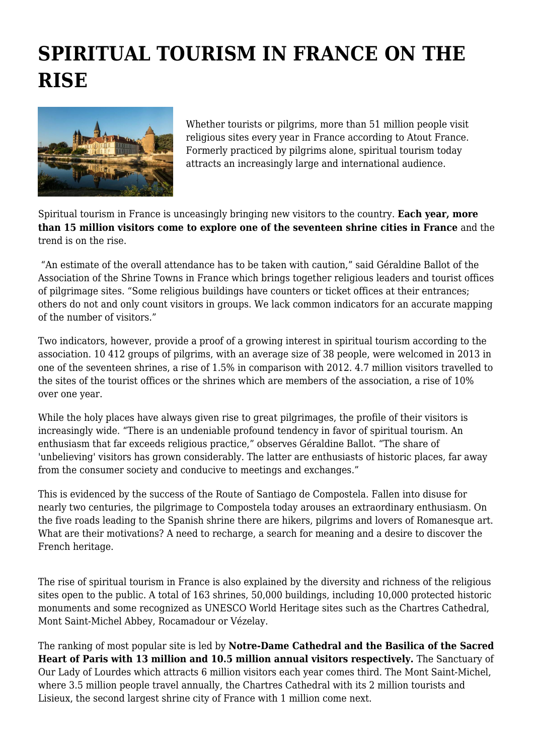# SPIRITUAL TOURISM IN FRANCE ON THE RISE

Whether tourists or pilgrims, more than 51 million people visit religious sites every year in France according to Atout France. Formerly practiced by pilgrims alone, spiritual tourism today attracts an increasingly large and international audience.

Spiritual tourism in France is unceasingly bringing new visitors to the country. **Each year, more than 15 million visitors come to explore one of the seventeen shrine cities in France** and the trend is on the rise.

"An estimate of the overall attendance has to be taken with caution," said Géraldine Ballot of the Association of the Shrine Towns in France which brings together religious leaders and tourist offices of pilgrimage sites. "Some religious buildings have counters or ticket offices at their entrances; others do not and only count visitors in groups. We lack common indicators for an accurate mapping of the number of visitors."

Two indicators, however, provide a proof of a growing interest in spiritual tourism according to the association. 10 412 groups of pilgrims, with an average size of 38 people, were welcomed in 2013 in one of the seventeen shrines, a rise of 1.5% in comparison with 2012. 4.7 million visitors travelled to the sites of the tourist offices or the shrines which are members of the association, a rise of 10% over one year.

While the holy places have always given rise to great pilgrimages, the profile of their visitors is increasingly wide. "There is an undeniable profound tendency in favor of spiritual tourism. An enthusiasm that far exceeds religious practice," observes Géraldine Ballot. "The share of 'unbelieving' visitors has grown considerably. The latter are enthusiasts of historic places, far away from the consumer society and conducive to meetings and exchanges."

This is evidenced by the success of the Route of Santiago de Compostela. Fallen into disuse for nearly two centuries, the pilgrimage to Compostela today arouses an extraordinary enthusiasm. On the five roads leading to the Spanish shrine there are hikers, pilgrims and lovers of Romanesque art. What are their motivations? A need to recharge, a search for meaning and a desire to discover the French heritage.

The rise of spiritual tourism in France is also explained by the diversity and richness of the religious sites open to the public. A total of 163 shrines, 50,000 buildings, including 10,000 protected historic monuments and some recognized as UNESCO World Heritage sites such as the Chartres Cathedral, Mont Saint-Michel Abbey, Rocamadour or Vézelay.

The ranking of most popular site is led by **Notre-Dame Cathedral and the Basilica of the Sacred Heart of Paris with 13 million and 10.5 million annual visitors respectively.** The Sanctuary of Our Lady of Lourdes which attracts 6 million visitors each year comes third. The Mont Saint-Michel, where 3.5 million people travel annually, the Chartres Cathedral with its 2 million tourists and Lisieux, the second largest shrine city of France with 1 million come next.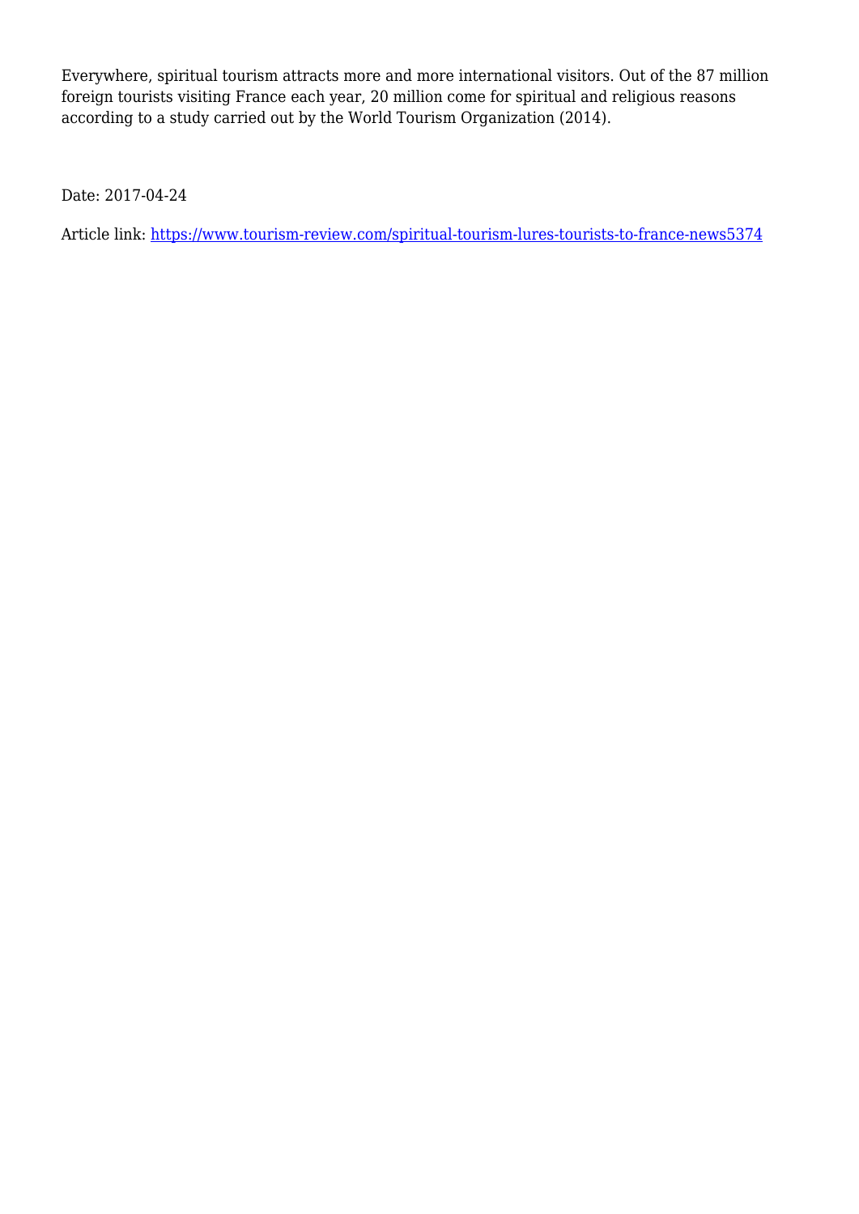Everywhere, spiritual tourism attracts more and more international visitors. Out of the 87 million foreign tourists visiting France each year, 20 million come for spiritual and religious reasons according to a study carried out by the World Tourism Organization (2014).

Date: 2017-04-24

Article link: [https://www.tourism-review.com/spiritual-tourism-lures-tourists-to-france-news5374](https://www.tourism-review.com/spiritual-tourism-lures-tourists-to-france-news5374)